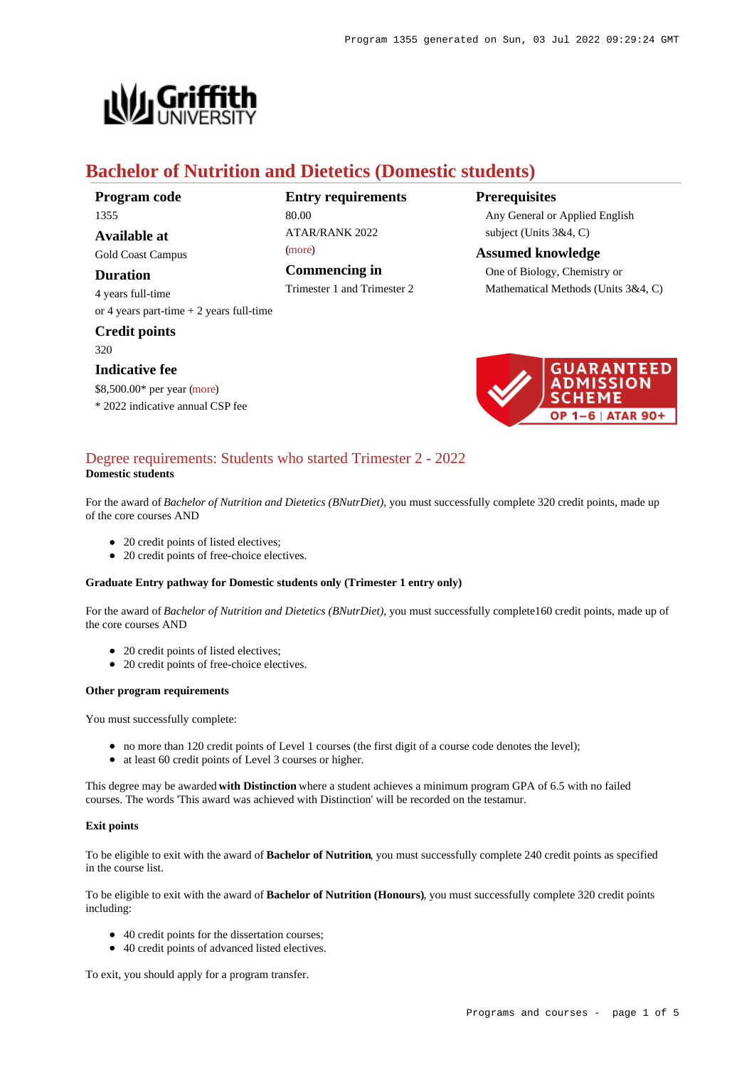# Bachelor of Nutrition and Dietetics (Domestic students)

**Program code**
1355

**Available at**
Gold Coast Campus

**Duration**
4 years full-time
or 4 years part-time + 2 years full-time

**Credit points**
320

**Indicative fee**
$8,500.00* per year (more)
* 2022 indicative annual CSP fee

**Entry requirements**
80.00
ATAR/RANK 2022
(more)

**Commencing in**
Trimester 1 and Trimester 2

**Prerequisites**
Any General or Applied English subject (Units 3&4, C)

**Assumed knowledge**
One of Biology, Chemistry or Mathematical Methods (Units 3&4, C)

GUARANTEED ADMISSION SCHEME
OP 1–6 | ATAR 90+

## Degree requirements: Students who started Trimester 2 - 2022

**Domestic students**

For the award of *Bachelor of Nutrition and Dietetics (BNutrDiet)*, you must successfully complete 320 credit points, made up of the core courses AND

- 20 credit points of listed electives;
- 20 credit points of free-choice electives.

**Graduate Entry pathway for Domestic students only (Trimester 1 entry only)**

For the award of *Bachelor of Nutrition and Dietetics (BNutrDiet)*, you must successfully complete160 credit points, made up of the core courses AND

- 20 credit points of listed electives;
- 20 credit points of free-choice electives.

**Other program requirements**

You must successfully complete:

- no more than 120 credit points of Level 1 courses (the first digit of a course code denotes the level);
- at least 60 credit points of Level 3 courses or higher.

This degree may be awarded **with Distinction** where a student achieves a minimum program GPA of 6.5 with no failed courses. The words 'This award was achieved with Distinction' will be recorded on the testamur.

**Exit points**

To be eligible to exit with the award of **Bachelor of Nutrition**, you must successfully complete 240 credit points as specified in the course list.

To be eligible to exit with the award of **Bachelor of Nutrition (Honours)**, you must successfully complete 320 credit points including:

- 40 credit points for the dissertation courses;
- 40 credit points of advanced listed electives.

To exit, you should apply for a program transfer.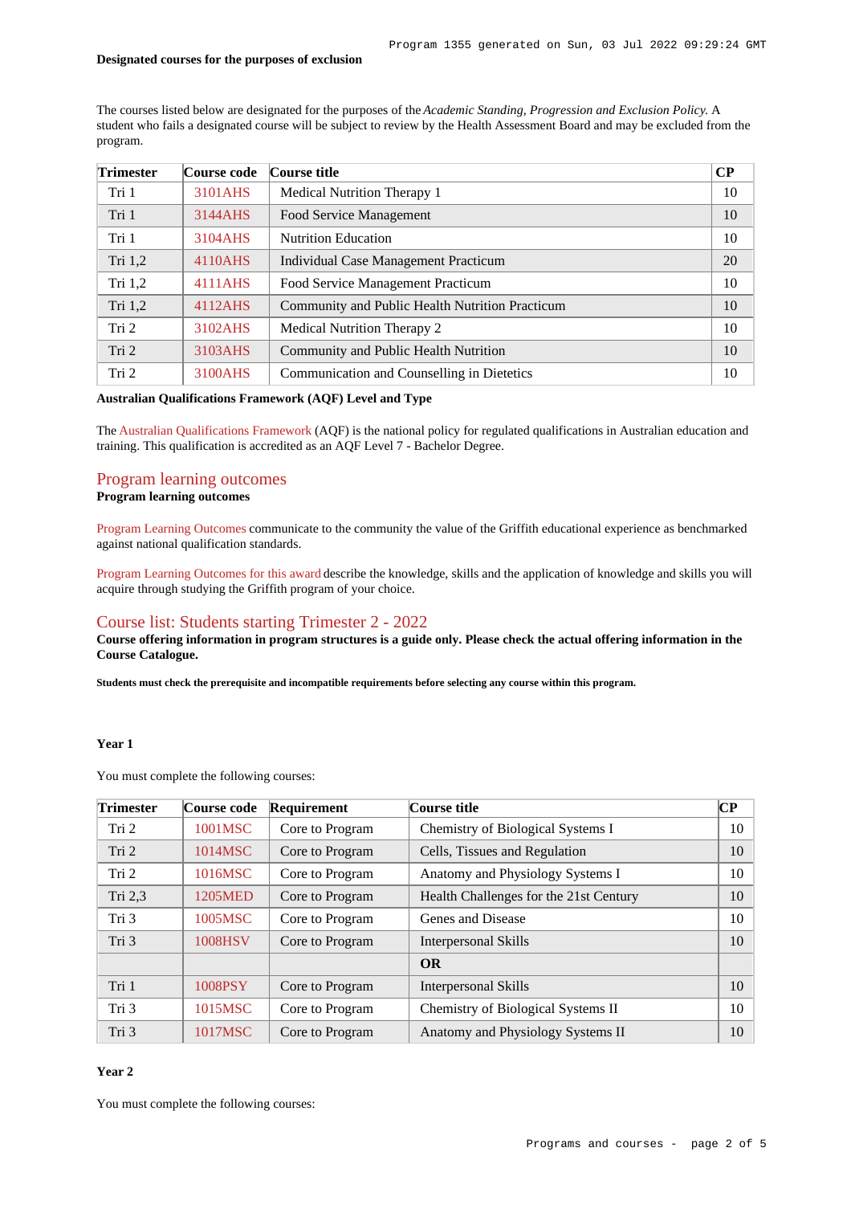**Designated courses for the purposes of exclusion**

The courses listed below are designated for the purposes of the *Academic Standing, Progression and Exclusion Policy.* A student who fails a designated course will be subject to review by the Health Assessment Board and may be excluded from the program.

| Trimester | Course code | Course title | CP |
|---|---|---|---|
| Tri 1 | 3101AHS | Medical Nutrition Therapy 1 | 10 |
| Tri 1 | 3144AHS | Food Service Management | 10 |
| Tri 1 | 3104AHS | Nutrition Education | 10 |
| Tri 1,2 | 4110AHS | Individual Case Management Practicum | 20 |
| Tri 1,2 | 4111AHS | Food Service Management Practicum | 10 |
| Tri 1,2 | 4112AHS | Community and Public Health Nutrition Practicum | 10 |
| Tri 2 | 3102AHS | Medical Nutrition Therapy 2 | 10 |
| Tri 2 | 3103AHS | Community and Public Health Nutrition | 10 |
| Tri 2 | 3100AHS | Communication and Counselling in Dietetics | 10 |

**Australian Qualifications Framework (AQF) Level and Type**

The Australian Qualifications Framework (AQF) is the national policy for regulated qualifications in Australian education and training. This qualification is accredited as an AQF Level 7 - Bachelor Degree.

## Program learning outcomes

**Program learning outcomes**

Program Learning Outcomes communicate to the community the value of the Griffith educational experience as benchmarked against national qualification standards.

Program Learning Outcomes for this award describe the knowledge, skills and the application of knowledge and skills you will acquire through studying the Griffith program of your choice.

## Course list: Students starting Trimester 2 - 2022

**Course offering information in program structures is a guide only. Please check the actual offering information in the Course Catalogue.**

**Students must check the prerequisite and incompatible requirements before selecting any course within this program.**

**Year 1**

You must complete the following courses:

| Trimester | Course code | Requirement | Course title | CP |
|---|---|---|---|---|
| Tri 2 | 1001MSC | Core to Program | Chemistry of Biological Systems I | 10 |
| Tri 2 | 1014MSC | Core to Program | Cells, Tissues and Regulation | 10 |
| Tri 2 | 1016MSC | Core to Program | Anatomy and Physiology Systems I | 10 |
| Tri 2,3 | 1205MED | Core to Program | Health Challenges for the 21st Century | 10 |
| Tri 3 | 1005MSC | Core to Program | Genes and Disease | 10 |
| Tri 3 | 1008HSV | Core to Program | Interpersonal Skills | 10 |
| | | | **OR** | |
| Tri 1 | 1008PSY | Core to Program | Interpersonal Skills | 10 |
| Tri 3 | 1015MSC | Core to Program | Chemistry of Biological Systems II | 10 |
| Tri 3 | 1017MSC | Core to Program | Anatomy and Physiology Systems II | 10 |

**Year 2**

You must complete the following courses: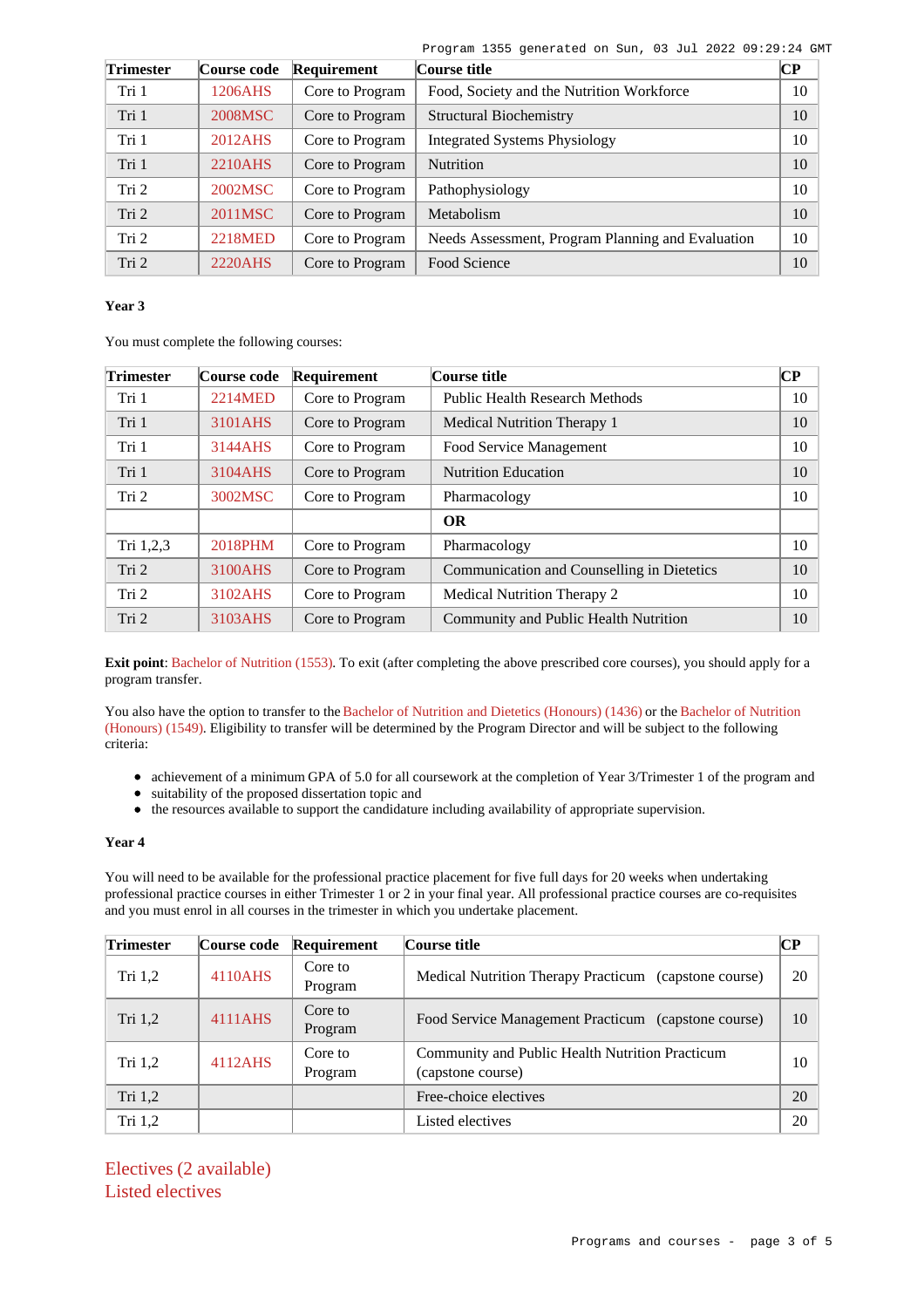| Trimester | Course code | Requirement | Course title | CP |
|---|---|---|---|---|
| Tri 1 | 1206AHS | Core to Program | Food, Society and the Nutrition Workforce | 10 |
| Tri 1 | 2008MSC | Core to Program | Structural Biochemistry | 10 |
| Tri 1 | 2012AHS | Core to Program | Integrated Systems Physiology | 10 |
| Tri 1 | 2210AHS | Core to Program | Nutrition | 10 |
| Tri 2 | 2002MSC | Core to Program | Pathophysiology | 10 |
| Tri 2 | 2011MSC | Core to Program | Metabolism | 10 |
| Tri 2 | 2218MED | Core to Program | Needs Assessment, Program Planning and Evaluation | 10 |
| Tri 2 | 2220AHS | Core to Program | Food Science | 10 |

#### Year 3

You must complete the following courses:

| Trimester | Course code | Requirement | Course title | CP |
|---|---|---|---|---|
| Tri 1 | 2214MED | Core to Program | Public Health Research Methods | 10 |
| Tri 1 | 3101AHS | Core to Program | Medical Nutrition Therapy 1 | 10 |
| Tri 1 | 3144AHS | Core to Program | Food Service Management | 10 |
| Tri 1 | 3104AHS | Core to Program | Nutrition Education | 10 |
| Tri 2 | 3002MSC | Core to Program | Pharmacology | 10 |
| | | | **OR** | |
| Tri 1,2,3 | 2018PHM | Core to Program | Pharmacology | 10 |
| Tri 2 | 3100AHS | Core to Program | Communication and Counselling in Dietetics | 10 |
| Tri 2 | 3102AHS | Core to Program | Medical Nutrition Therapy 2 | 10 |
| Tri 2 | 3103AHS | Core to Program | Community and Public Health Nutrition | 10 |

**Exit point**: Bachelor of Nutrition (1553). To exit (after completing the above prescribed core courses), you should apply for a program transfer.

You also have the option to transfer to the Bachelor of Nutrition and Dietetics (Honours) (1436) or the Bachelor of Nutrition (Honours) (1549). Eligibility to transfer will be determined by the Program Director and will be subject to the following criteria:

- achievement of a minimum GPA of 5.0 for all coursework at the completion of Year 3/Trimester 1 of the program and
- suitability of the proposed dissertation topic and
- the resources available to support the candidature including availability of appropriate supervision.

#### Year 4

You will need to be available for the professional practice placement for five full days for 20 weeks when undertaking professional practice courses in either Trimester 1 or 2 in your final year. All professional practice courses are co-requisites and you must enrol in all courses in the trimester in which you undertake placement.

| Trimester | Course code | Requirement | Course title | CP |
|---|---|---|---|---|
| Tri 1,2 | 4110AHS | Core to Program | Medical Nutrition Therapy Practicum (capstone course) | 20 |
| Tri 1,2 | 4111AHS | Core to Program | Food Service Management Practicum (capstone course) | 10 |
| Tri 1,2 | 4112AHS | Core to Program | Community and Public Health Nutrition Practicum (capstone course) | 10 |
| Tri 1,2 | | | Free-choice electives | 20 |
| Tri 1,2 | | | Listed electives | 20 |

## Electives (2 available)

### Listed electives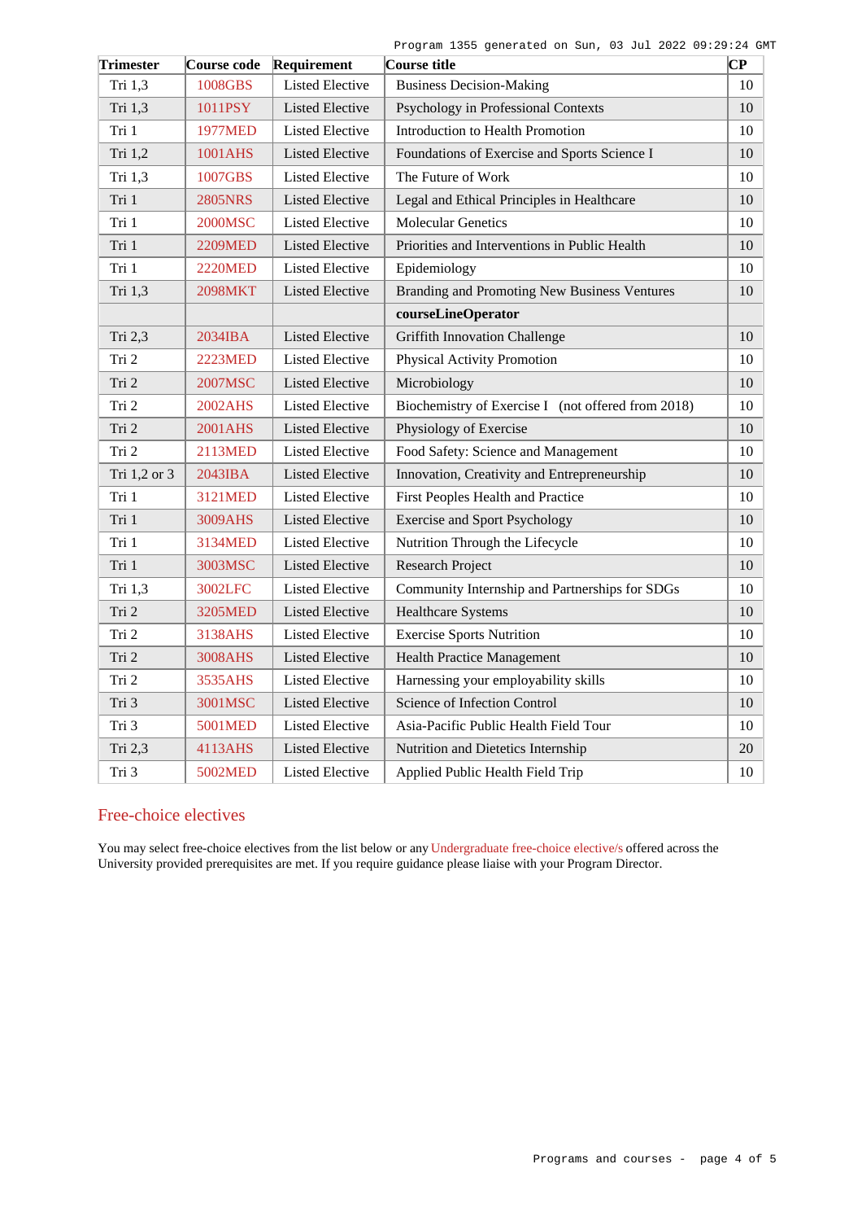| Trimester | Course code | Requirement | Course title | CP |
|---|---|---|---|---|
| Tri 1,3 | 1008GBS | Listed Elective | Business Decision-Making | 10 |
| Tri 1,3 | 1011PSY | Listed Elective | Psychology in Professional Contexts | 10 |
| Tri 1 | 1977MED | Listed Elective | Introduction to Health Promotion | 10 |
| Tri 1,2 | 1001AHS | Listed Elective | Foundations of Exercise and Sports Science I | 10 |
| Tri 1,3 | 1007GBS | Listed Elective | The Future of Work | 10 |
| Tri 1 | 2805NRS | Listed Elective | Legal and Ethical Principles in Healthcare | 10 |
| Tri 1 | 2000MSC | Listed Elective | Molecular Genetics | 10 |
| Tri 1 | 2209MED | Listed Elective | Priorities and Interventions in Public Health | 10 |
| Tri 1 | 2220MED | Listed Elective | Epidemiology | 10 |
| Tri 1,3 | 2098MKT | Listed Elective | Branding and Promoting New Business Ventures | 10 |
| | | | **courseLineOperator** | |
| Tri 2,3 | 2034IBA | Listed Elective | Griffith Innovation Challenge | 10 |
| Tri 2 | 2223MED | Listed Elective | Physical Activity Promotion | 10 |
| Tri 2 | 2007MSC | Listed Elective | Microbiology | 10 |
| Tri 2 | 2002AHS | Listed Elective | Biochemistry of Exercise I (not offered from 2018) | 10 |
| Tri 2 | 2001AHS | Listed Elective | Physiology of Exercise | 10 |
| Tri 2 | 2113MED | Listed Elective | Food Safety: Science and Management | 10 |
| Tri 1,2 or 3 | 2043IBA | Listed Elective | Innovation, Creativity and Entrepreneurship | 10 |
| Tri 1 | 3121MED | Listed Elective | First Peoples Health and Practice | 10 |
| Tri 1 | 3009AHS | Listed Elective | Exercise and Sport Psychology | 10 |
| Tri 1 | 3134MED | Listed Elective | Nutrition Through the Lifecycle | 10 |
| Tri 1 | 3003MSC | Listed Elective | Research Project | 10 |
| Tri 1,3 | 3002LFC | Listed Elective | Community Internship and Partnerships for SDGs | 10 |
| Tri 2 | 3205MED | Listed Elective | Healthcare Systems | 10 |
| Tri 2 | 3138AHS | Listed Elective | Exercise Sports Nutrition | 10 |
| Tri 2 | 3008AHS | Listed Elective | Health Practice Management | 10 |
| Tri 2 | 3535AHS | Listed Elective | Harnessing your employability skills | 10 |
| Tri 3 | 3001MSC | Listed Elective | Science of Infection Control | 10 |
| Tri 3 | 5001MED | Listed Elective | Asia-Pacific Public Health Field Tour | 10 |
| Tri 2,3 | 4113AHS | Listed Elective | Nutrition and Dietetics Internship | 20 |
| Tri 3 | 5002MED | Listed Elective | Applied Public Health Field Trip | 10 |

## Free-choice electives

You may select free-choice electives from the list below or any Undergraduate free-choice elective/s offered across the University provided prerequisites are met. If you require guidance please liaise with your Program Director.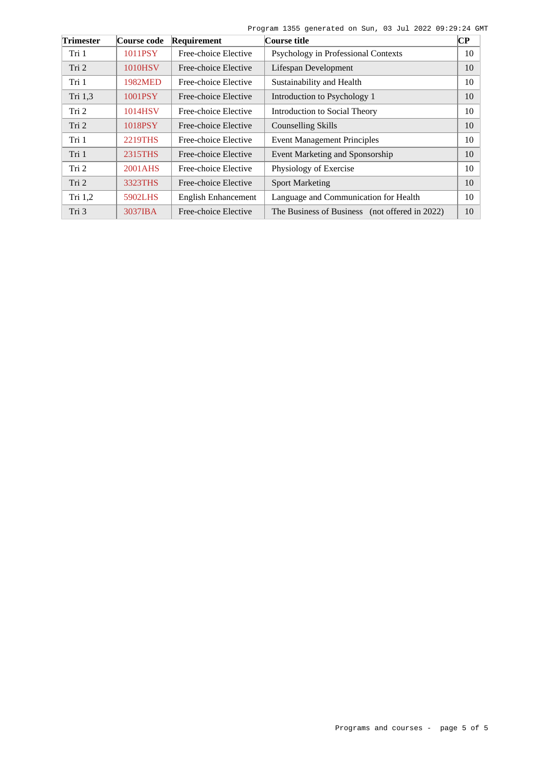Program 1355 generated on Sun, 03 Jul 2022 09:29:24 GMT

| Trimester | Course code | Requirement | Course title | CP |
|---|---|---|---|---|
| Tri 1 | 1011PSY | Free-choice Elective | Psychology in Professional Contexts | 10 |
| Tri 2 | 1010HSV | Free-choice Elective | Lifespan Development | 10 |
| Tri 1 | 1982MED | Free-choice Elective | Sustainability and Health | 10 |
| Tri 1,3 | 1001PSY | Free-choice Elective | Introduction to Psychology 1 | 10 |
| Tri 2 | 1014HSV | Free-choice Elective | Introduction to Social Theory | 10 |
| Tri 2 | 1018PSY | Free-choice Elective | Counselling Skills | 10 |
| Tri 1 | 2219THS | Free-choice Elective | Event Management Principles | 10 |
| Tri 1 | 2315THS | Free-choice Elective | Event Marketing and Sponsorship | 10 |
| Tri 2 | 2001AHS | Free-choice Elective | Physiology of Exercise | 10 |
| Tri 2 | 3323THS | Free-choice Elective | Sport Marketing | 10 |
| Tri 1,2 | 5902LHS | English Enhancement | Language and Communication for Health | 10 |
| Tri 3 | 3037IBA | Free-choice Elective | The Business of Business (not offered in 2022) | 10 |